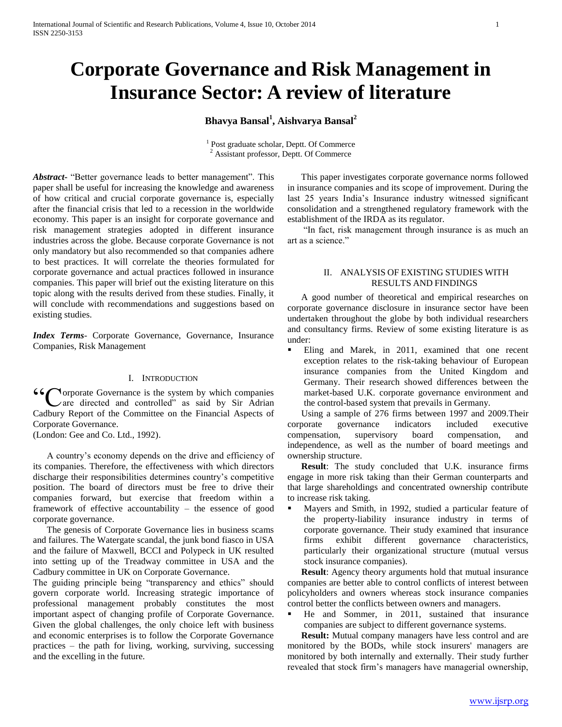# Corporate Governance and Risk Management in Insurance Sector: A review of literature

**Bhavya Bansal[1], Aishvarya Bansal[2]**

[1] Post graduate scholar, Deptt. Of Commerce
[2] Assistant professor, Deptt. Of Commerce

***Abstract***- "Better governance leads to better management". This paper shall be useful for increasing the knowledge and awareness of how critical and crucial corporate governance is, especially after the financial crisis that led to a recession in the worldwide economy. This paper is an insight for corporate governance and risk management strategies adopted in different insurance industries across the globe. Because corporate Governance is not only mandatory but also recommended so that companies adhere to best practices. It will correlate the theories formulated for corporate governance and actual practices followed in insurance companies. This paper will brief out the existing literature on this topic along with the results derived from these studies. Finally, it will conclude with recommendations and suggestions based on existing studies.

***Index Terms***- Corporate Governance, Governance, Insurance Companies, Risk Management

## I. Introduction

"Corporate Governance is the system by which companies are directed and controlled" as said by Sir Adrian Cadbury Report of the Committee on the Financial Aspects of Corporate Governance.
(London: Gee and Co. Ltd., 1992).

A country's economy depends on the drive and efficiency of its companies. Therefore, the effectiveness with which directors discharge their responsibilities determines country's competitive position. The board of directors must be free to drive their companies forward, but exercise that freedom within a framework of effective accountability – the essence of good corporate governance.

The genesis of Corporate Governance lies in business scams and failures. The Watergate scandal, the junk bond fiasco in USA and the failure of Maxwell, BCCI and Polypeck in UK resulted into setting up of the Treadway committee in USA and the Cadbury committee in UK on Corporate Governance.
The guiding principle being "transparency and ethics" should govern corporate world. Increasing strategic importance of professional management probably constitutes the most important aspect of changing profile of Corporate Governance. Given the global challenges, the only choice left with business and economic enterprises is to follow the Corporate Governance practices – the path for living, working, surviving, successing and the excelling in the future.

This paper investigates corporate governance norms followed in insurance companies and its scope of improvement. During the last 25 years India's Insurance industry witnessed significant consolidation and a strengthened regulatory framework with the establishment of the IRDA as its regulator.

"In fact, risk management through insurance is as much an art as a science."

## II. Analysis of Existing Studies with Results and Findings

A good number of theoretical and empirical researches on corporate governance disclosure in insurance sector have been undertaken throughout the globe by both individual researchers and consultancy firms. Review of some existing literature is as under:

- Eling and Marek, in 2011, examined that one recent exception relates to the risk-taking behaviour of European insurance companies from the United Kingdom and Germany. Their research showed differences between the market-based U.K. corporate governance environment and the control-based system that prevails in Germany.

Using a sample of 276 firms between 1997 and 2009.Their corporate governance indicators included executive compensation, supervisory board compensation, and independence, as well as the number of board meetings and ownership structure.

**Result**: The study concluded that U.K. insurance firms engage in more risk taking than their German counterparts and that large shareholdings and concentrated ownership contribute to increase risk taking.

- Mayers and Smith, in 1992, studied a particular feature of the property-liability insurance industry in terms of corporate governance. Their study examined that insurance firms exhibit different governance characteristics, particularly their organizational structure (mutual versus stock insurance companies).

**Result**: Agency theory arguments hold that mutual insurance companies are better able to control conflicts of interest between policyholders and owners whereas stock insurance companies control better the conflicts between owners and managers.

- He and Sommer, in 2011, sustained that insurance companies are subject to different governance systems.

**Result:** Mutual company managers have less control and are monitored by the BODs, while stock insurers' managers are monitored by both internally and externally. Their study further revealed that stock firm's managers have managerial ownership,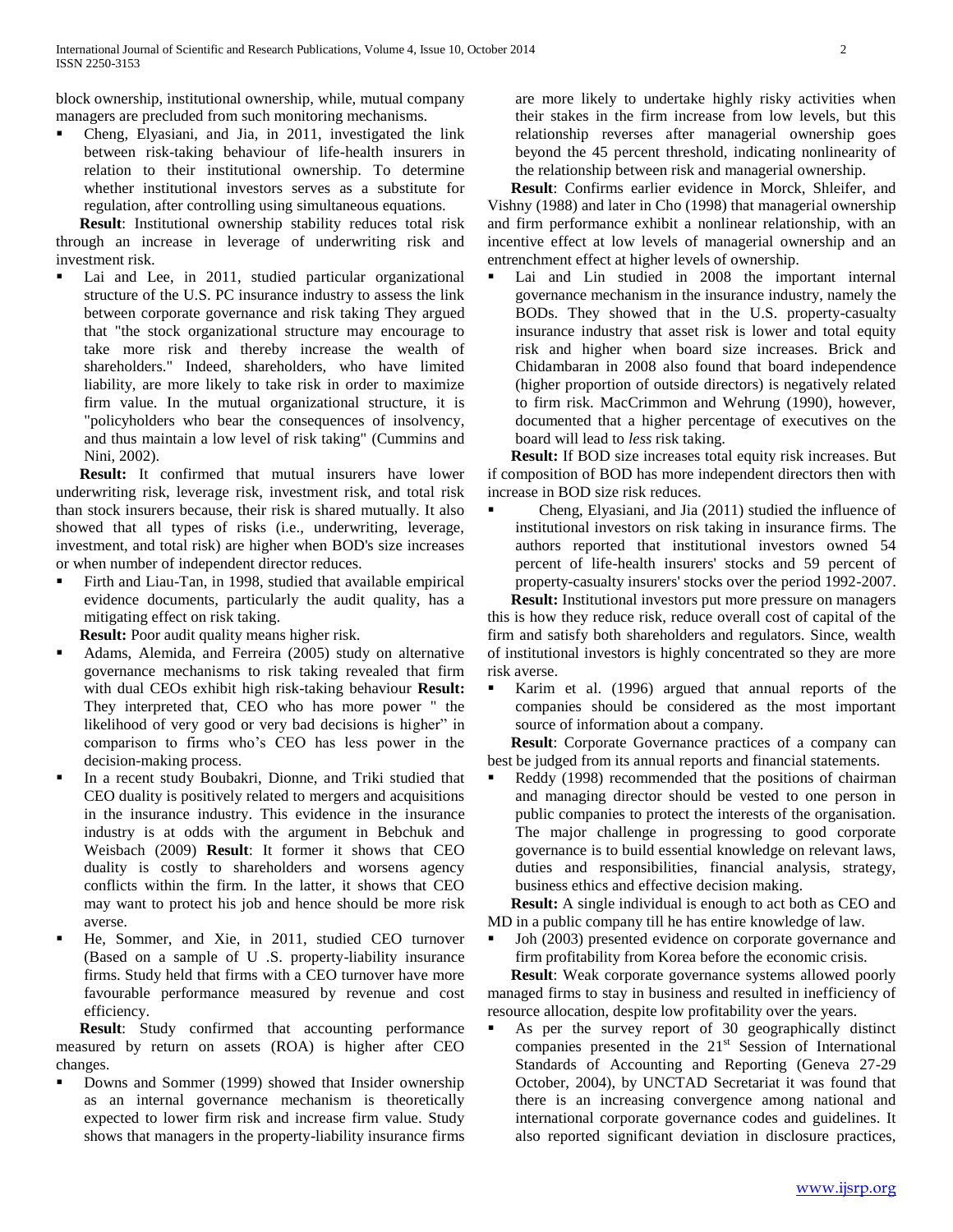block ownership, institutional ownership, while, mutual company managers are precluded from such monitoring mechanisms.

- Cheng, Elyasiani, and Jia, in 2011, investigated the link between risk-taking behaviour of life-health insurers in relation to their institutional ownership. To determine whether institutional investors serves as a substitute for regulation, after controlling using simultaneous equations.

**Result**: Institutional ownership stability reduces total risk through an increase in leverage of underwriting risk and investment risk.

- Lai and Lee, in 2011, studied particular organizational structure of the U.S. PC insurance industry to assess the link between corporate governance and risk taking They argued that "the stock organizational structure may encourage to take more risk and thereby increase the wealth of shareholders." Indeed, shareholders, who have limited liability, are more likely to take risk in order to maximize firm value. In the mutual organizational structure, it is "policyholders who bear the consequences of insolvency, and thus maintain a low level of risk taking" (Cummins and Nini, 2002).

**Result:** It confirmed that mutual insurers have lower underwriting risk, leverage risk, investment risk, and total risk than stock insurers because, their risk is shared mutually. It also showed that all types of risks (i.e., underwriting, leverage, investment, and total risk) are higher when BOD's size increases or when number of independent director reduces.

- Firth and Liau-Tan, in 1998, studied that available empirical evidence documents, particularly the audit quality, has a mitigating effect on risk taking.

**Result:** Poor audit quality means higher risk.

- Adams, Alemida, and Ferreira (2005) study on alternative governance mechanisms to risk taking revealed that firm with dual CEOs exhibit high risk-taking behaviour **Result:** They interpreted that, CEO who has more power " the likelihood of very good or very bad decisions is higher" in comparison to firms who's CEO has less power in the decision-making process.
- In a recent study Boubakri, Dionne, and Triki studied that CEO duality is positively related to mergers and acquisitions in the insurance industry. This evidence in the insurance industry is at odds with the argument in Bebchuk and Weisbach (2009) **Result**: It former it shows that CEO duality is costly to shareholders and worsens agency conflicts within the firm. In the latter, it shows that CEO may want to protect his job and hence should be more risk averse.
- He, Sommer, and Xie, in 2011, studied CEO turnover (Based on a sample of U .S. property-liability insurance firms. Study held that firms with a CEO turnover have more favourable performance measured by revenue and cost efficiency.

**Result**: Study confirmed that accounting performance measured by return on assets (ROA) is higher after CEO changes.

- Downs and Sommer (1999) showed that Insider ownership as an internal governance mechanism is theoretically expected to lower firm risk and increase firm value. Study shows that managers in the property-liability insurance firms are more likely to undertake highly risky activities when their stakes in the firm increase from low levels, but this relationship reverses after managerial ownership goes beyond the 45 percent threshold, indicating nonlinearity of the relationship between risk and managerial ownership.

**Result**: Confirms earlier evidence in Morck, Shleifer, and Vishny (1988) and later in Cho (1998) that managerial ownership and firm performance exhibit a nonlinear relationship, with an incentive effect at low levels of managerial ownership and an entrenchment effect at higher levels of ownership.

- Lai and Lin studied in 2008 the important internal governance mechanism in the insurance industry, namely the BODs. They showed that in the U.S. property-casualty insurance industry that asset risk is lower and total equity risk and higher when board size increases. Brick and Chidambaran in 2008 also found that board independence (higher proportion of outside directors) is negatively related to firm risk. MacCrimmon and Wehrung (1990), however, documented that a higher percentage of executives on the board will lead to *less* risk taking.

**Result:** If BOD size increases total equity risk increases. But if composition of BOD has more independent directors then with increase in BOD size risk reduces.

- Cheng, Elyasiani, and Jia (2011) studied the influence of institutional investors on risk taking in insurance firms. The authors reported that institutional investors owned 54 percent of life-health insurers' stocks and 59 percent of property-casualty insurers' stocks over the period 1992-2007.

**Result:** Institutional investors put more pressure on managers this is how they reduce risk, reduce overall cost of capital of the firm and satisfy both shareholders and regulators. Since, wealth of institutional investors is highly concentrated so they are more risk averse.

- Karim et al. (1996) argued that annual reports of the companies should be considered as the most important source of information about a company.

**Result**: Corporate Governance practices of a company can best be judged from its annual reports and financial statements.

- Reddy (1998) recommended that the positions of chairman and managing director should be vested to one person in public companies to protect the interests of the organisation. The major challenge in progressing to good corporate governance is to build essential knowledge on relevant laws, duties and responsibilities, financial analysis, strategy, business ethics and effective decision making.

**Result:** A single individual is enough to act both as CEO and MD in a public company till he has entire knowledge of law.

- Joh (2003) presented evidence on corporate governance and firm profitability from Korea before the economic crisis.

**Result**: Weak corporate governance systems allowed poorly managed firms to stay in business and resulted in inefficiency of resource allocation, despite low profitability over the years.

- As per the survey report of 30 geographically distinct companies presented in the 21st Session of International Standards of Accounting and Reporting (Geneva 27-29 October, 2004), by UNCTAD Secretariat it was found that there is an increasing convergence among national and international corporate governance codes and guidelines. It also reported significant deviation in disclosure practices,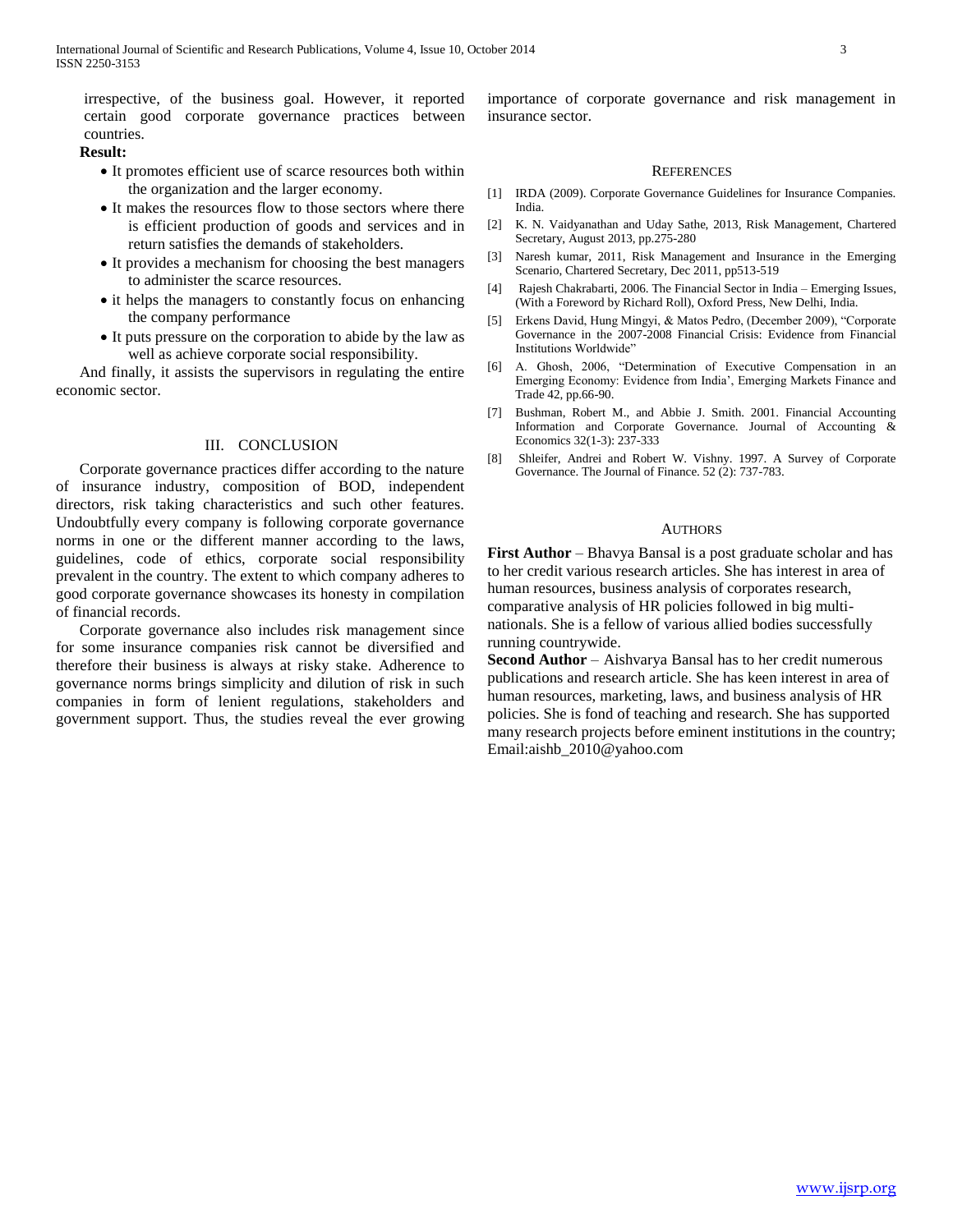irrespective, of the business goal. However, it reported certain good corporate governance practices between countries.

**Result:**

- It promotes efficient use of scarce resources both within the organization and the larger economy.
- It makes the resources flow to those sectors where there is efficient production of goods and services and in return satisfies the demands of stakeholders.
- It provides a mechanism for choosing the best managers to administer the scarce resources.
- it helps the managers to constantly focus on enhancing the company performance
- It puts pressure on the corporation to abide by the law as well as achieve corporate social responsibility.

And finally, it assists the supervisors in regulating the entire economic sector.

## III. CONCLUSION

Corporate governance practices differ according to the nature of insurance industry, composition of BOD, independent directors, risk taking characteristics and such other features. Undoubtfully every company is following corporate governance norms in one or the different manner according to the laws, guidelines, code of ethics, corporate social responsibility prevalent in the country. The extent to which company adheres to good corporate governance showcases its honesty in compilation of financial records.

Corporate governance also includes risk management since for some insurance companies risk cannot be diversified and therefore their business is always at risky stake. Adherence to governance norms brings simplicity and dilution of risk in such companies in form of lenient regulations, stakeholders and government support. Thus, the studies reveal the ever growing importance of corporate governance and risk management in insurance sector.

## REFERENCES

[1] IRDA (2009). Corporate Governance Guidelines for Insurance Companies. India.

[2] K. N. Vaidyanathan and Uday Sathe, 2013, Risk Management, Chartered Secretary, August 2013, pp.275-280

[3] Naresh kumar, 2011, Risk Management and Insurance in the Emerging Scenario, Chartered Secretary, Dec 2011, pp513-519

[4] Rajesh Chakrabarti, 2006. The Financial Sector in India – Emerging Issues, (With a Foreword by Richard Roll), Oxford Press, New Delhi, India.

[5] Erkens David, Hung Mingyi, & Matos Pedro, (December 2009), "Corporate Governance in the 2007-2008 Financial Crisis: Evidence from Financial Institutions Worldwide"

[6] A. Ghosh, 2006, "Determination of Executive Compensation in an Emerging Economy: Evidence from India', Emerging Markets Finance and Trade 42, pp.66-90.

[7] Bushman, Robert M., and Abbie J. Smith. 2001. Financial Accounting Information and Corporate Governance. Journal of Accounting & Economics 32(1-3): 237-333

[8] Shleifer, Andrei and Robert W. Vishny. 1997. A Survey of Corporate Governance. The Journal of Finance. 52 (2): 737-783.

## AUTHORS

**First Author** – Bhavya Bansal is a post graduate scholar and has to her credit various research articles. She has interest in area of human resources, business analysis of corporates research, comparative analysis of HR policies followed in big multi-nationals. She is a fellow of various allied bodies successfully running countrywide.

**Second Author** – Aishvarya Bansal has to her credit numerous publications and research article. She has keen interest in area of human resources, marketing, laws, and business analysis of HR policies. She is fond of teaching and research. She has supported many research projects before eminent institutions in the country; Email:aishb_2010@yahoo.com